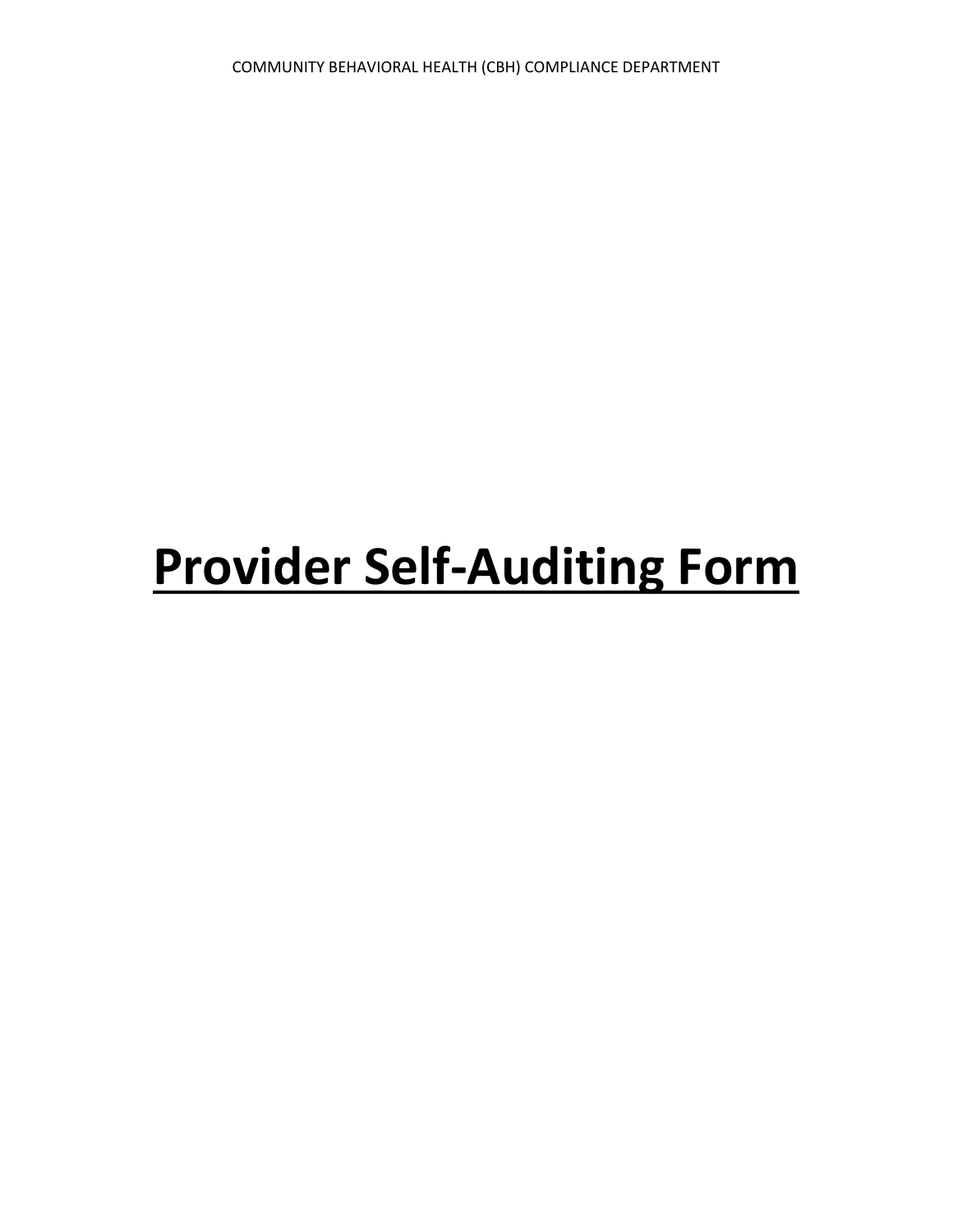# Provider Self-Auditing Form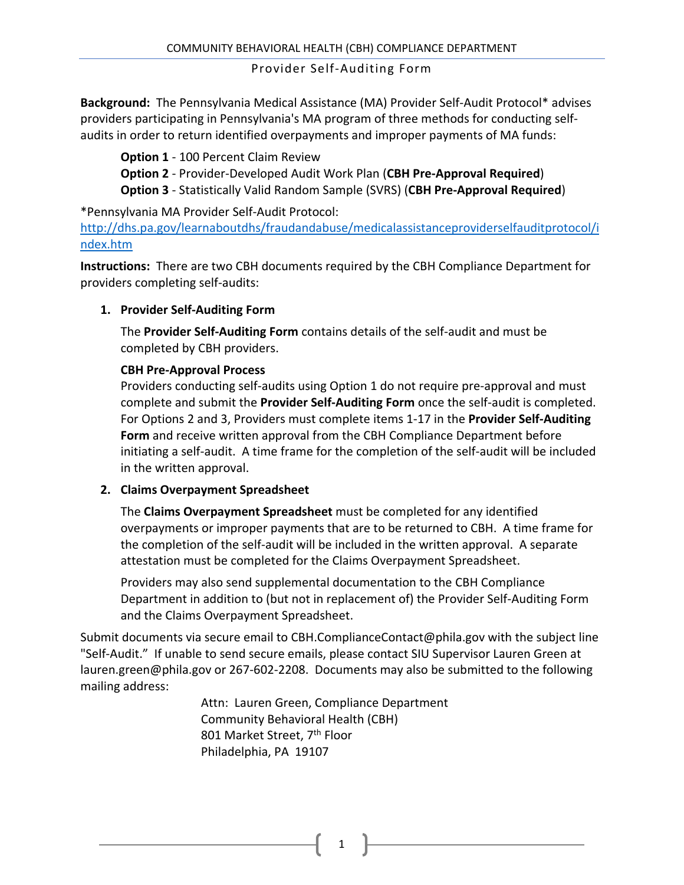COMMUNITY BEHAVIORAL HEALTH (CBH) COMPLIANCE DEPARTMENT

Provider Self-Auditing Form

**Background:** The Pennsylvania Medical Assistance (MA) Provider Self-Audit Protocol* advises providers participating in Pennsylvania's MA program of three methods for conducting self-audits in order to return identified overpayments and improper payments of MA funds:

**Option 1** - 100 Percent Claim Review
**Option 2** - Provider-Developed Audit Work Plan (**CBH Pre-Approval Required**)
**Option 3** - Statistically Valid Random Sample (SVRS) (**CBH Pre-Approval Required**)

*Pennsylvania MA Provider Self-Audit Protocol:
http://dhs.pa.gov/learnaboutdhs/fraudandabuse/medicalassistanceproviderselfauditprotocol/index.htm

**Instructions:** There are two CBH documents required by the CBH Compliance Department for providers completing self-audits:

1. **Provider Self-Auditing Form**

   The **Provider Self-Auditing Form** contains details of the self-audit and must be completed by CBH providers.

   **CBH Pre-Approval Process**
   Providers conducting self-audits using Option 1 do not require pre-approval and must complete and submit the **Provider Self-Auditing Form** once the self-audit is completed. For Options 2 and 3, Providers must complete items 1-17 in the **Provider Self-Auditing Form** and receive written approval from the CBH Compliance Department before initiating a self-audit. A time frame for the completion of the self-audit will be included in the written approval.

2. **Claims Overpayment Spreadsheet**

   The **Claims Overpayment Spreadsheet** must be completed for any identified overpayments or improper payments that are to be returned to CBH. A time frame for the completion of the self-audit will be included in the written approval. A separate attestation must be completed for the Claims Overpayment Spreadsheet.

   Providers may also send supplemental documentation to the CBH Compliance Department in addition to (but not in replacement of) the Provider Self-Auditing Form and the Claims Overpayment Spreadsheet.

Submit documents via secure email to CBH.ComplianceContact@phila.gov with the subject line "Self-Audit." If unable to send secure emails, please contact SIU Supervisor Lauren Green at lauren.green@phila.gov or 267-602-2208. Documents may also be submitted to the following mailing address:

Attn: Lauren Green, Compliance Department
Community Behavioral Health (CBH)
801 Market Street, 7th Floor
Philadelphia, PA 19107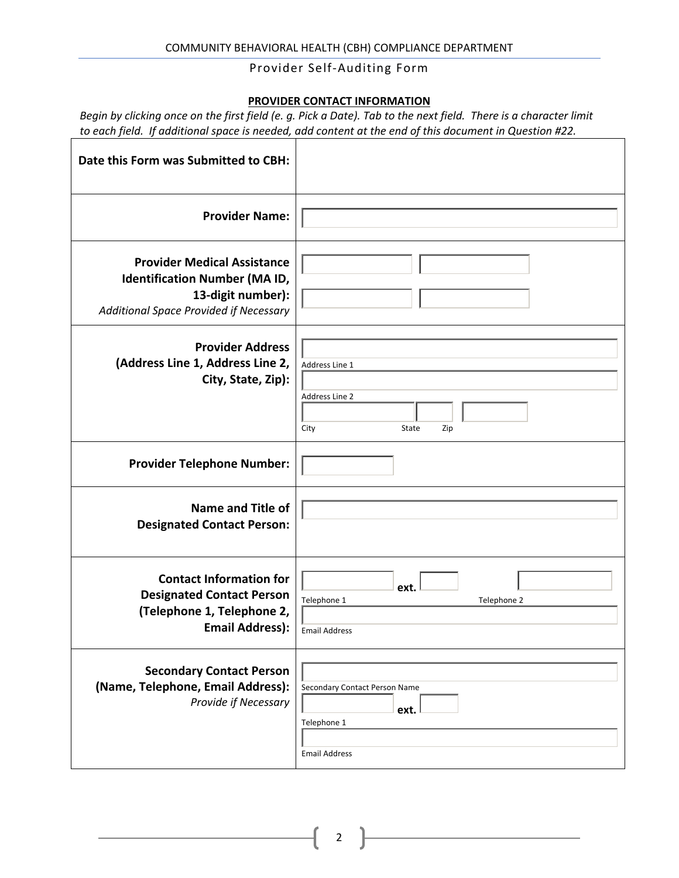COMMUNITY BEHAVIORAL HEALTH (CBH) COMPLIANCE DEPARTMENT

Provider Self-Auditing Form

## PROVIDER CONTACT INFORMATION

*Begin by clicking once on the first field (e. g. Pick a Date). Tab to the next field. There is a character limit to each field. If additional space is needed, add content at the end of this document in Question #22.*

| | |
|---|---|
| **Date this Form was Submitted to CBH:** | |
| **Provider Name:** | |
| **Provider Medical Assistance Identification Number (MA ID, 13-digit number):** *Additional Space Provided if Necessary* | |
| **Provider Address (Address Line 1, Address Line 2, City, State, Zip):** | Address Line 1<br>Address Line 2<br>City State Zip |
| **Provider Telephone Number:** | |
| **Name and Title of Designated Contact Person:** | |
| **Contact Information for Designated Contact Person (Telephone 1, Telephone 2, Email Address):** | Telephone 1 **ext.** Telephone 2<br>Email Address |
| **Secondary Contact Person (Name, Telephone, Email Address):** *Provide if Necessary* | Secondary Contact Person Name<br>Telephone 1 **ext.**<br>Email Address |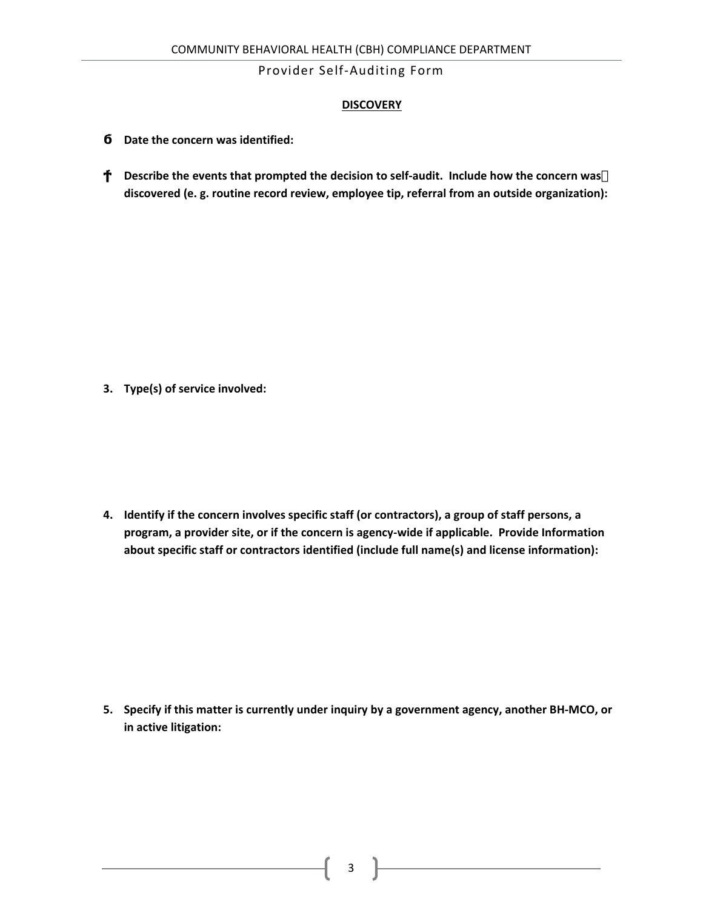## DISCOVERY

1. **Date the concern was identified:**

2. **Describe the events that prompted the decision to self-audit. Include how the concern was discovered (e. g. routine record review, employee tip, referral from an outside organization):**

3. **Type(s) of service involved:**

4. **Identify if the concern involves specific staff (or contractors), a group of staff persons, a program, a provider site, or if the concern is agency-wide if applicable. Provide Information about specific staff or contractors identified (include full name(s) and license information):**

5. **Specify if this matter is currently under inquiry by a government agency, another BH-MCO, or in active litigation:**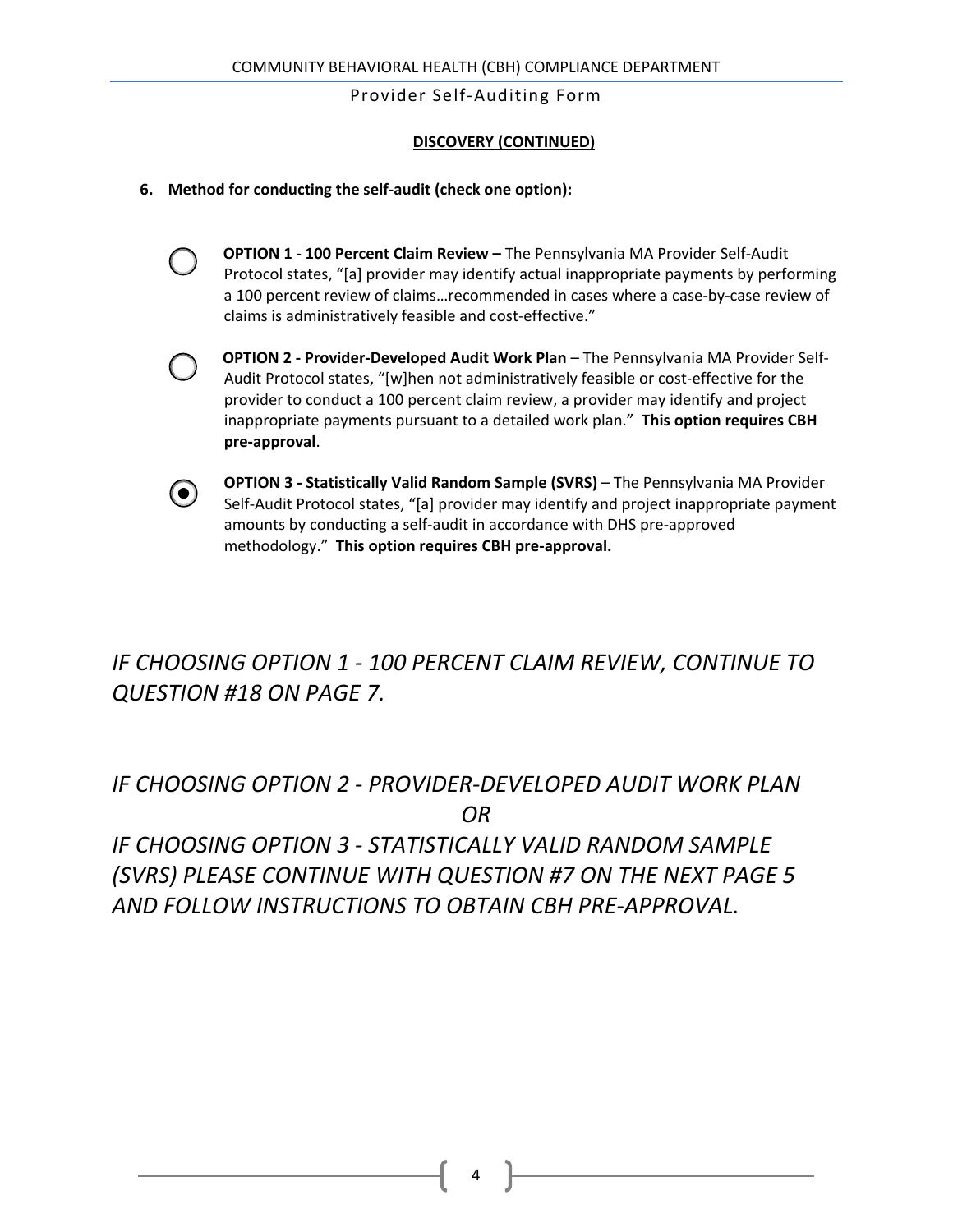## DISCOVERY (CONTINUED)

**6. Method for conducting the self-audit (check one option):**

○ **OPTION 1 - 100 Percent Claim Review –** The Pennsylvania MA Provider Self-Audit Protocol states, "[a] provider may identify actual inappropriate payments by performing a 100 percent review of claims…recommended in cases where a case-by-case review of claims is administratively feasible and cost-effective."

○ **OPTION 2 - Provider-Developed Audit Work Plan** – The Pennsylvania MA Provider Self-Audit Protocol states, "[w]hen not administratively feasible or cost-effective for the provider to conduct a 100 percent claim review, a provider may identify and project inappropriate payments pursuant to a detailed work plan." **This option requires CBH pre-approval**.

◉ **OPTION 3 - Statistically Valid Random Sample (SVRS)** – The Pennsylvania MA Provider Self-Audit Protocol states, "[a] provider may identify and project inappropriate payment amounts by conducting a self-audit in accordance with DHS pre-approved methodology." **This option requires CBH pre-approval.**

*IF CHOOSING OPTION 1 - 100 PERCENT CLAIM REVIEW, CONTINUE TO QUESTION #18 ON PAGE 7.*

*IF CHOOSING OPTION 2 - PROVIDER-DEVELOPED AUDIT WORK PLAN*

*OR*

*IF CHOOSING OPTION 3 - STATISTICALLY VALID RANDOM SAMPLE (SVRS) PLEASE CONTINUE WITH QUESTION #7 ON THE NEXT PAGE 5 AND FOLLOW INSTRUCTIONS TO OBTAIN CBH PRE-APPROVAL.*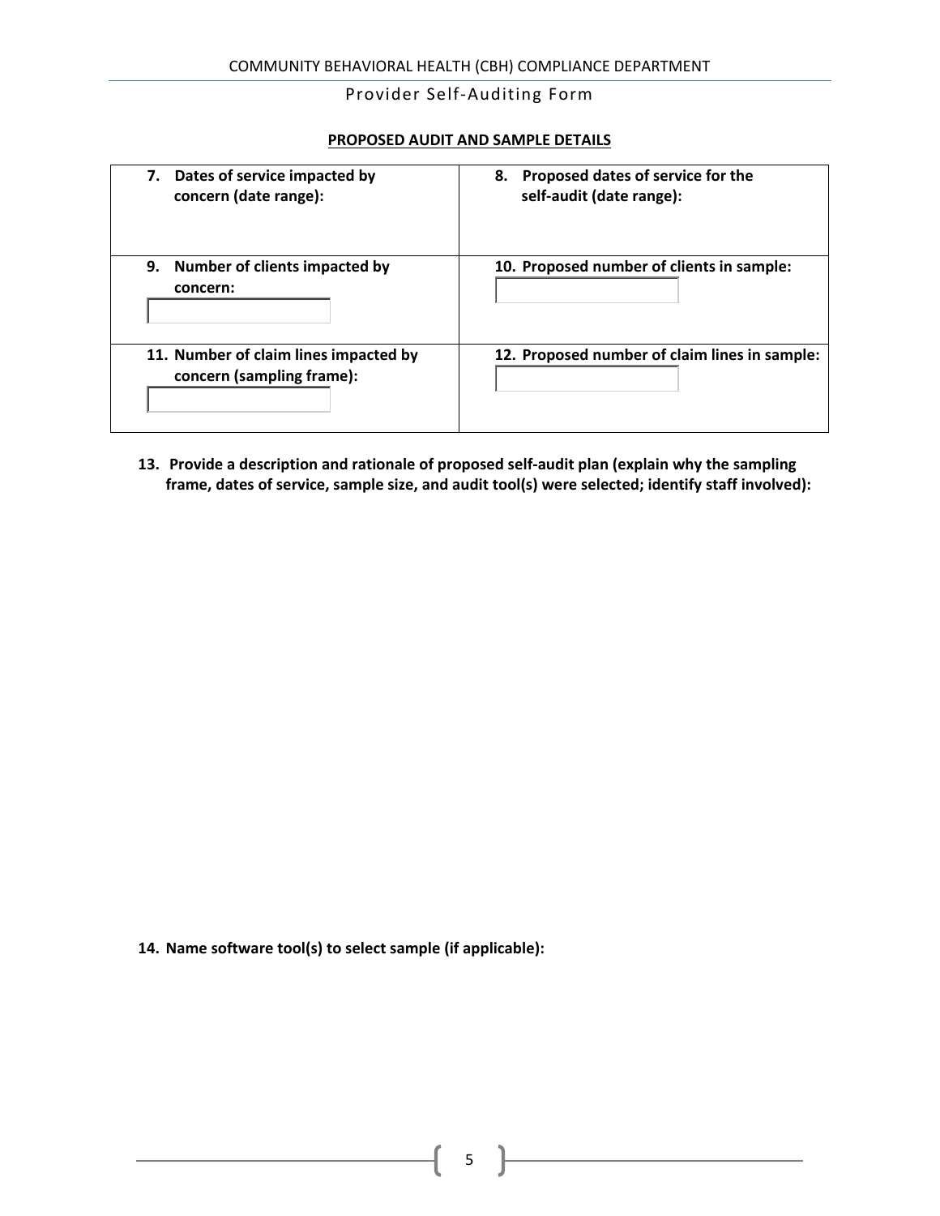## PROPOSED AUDIT AND SAMPLE DETAILS

| | |
|---|---|
| **7. Dates of service impacted by concern (date range):** | **8. Proposed dates of service for the self-audit (date range):** |
| **9. Number of clients impacted by concern:** | **10. Proposed number of clients in sample:** |
| **11. Number of claim lines impacted by concern (sampling frame):** | **12. Proposed number of claim lines in sample:** |

**13. Provide a description and rationale of proposed self-audit plan (explain why the sampling frame, dates of service, sample size, and audit tool(s) were selected; identify staff involved):**

**14. Name software tool(s) to select sample (if applicable):**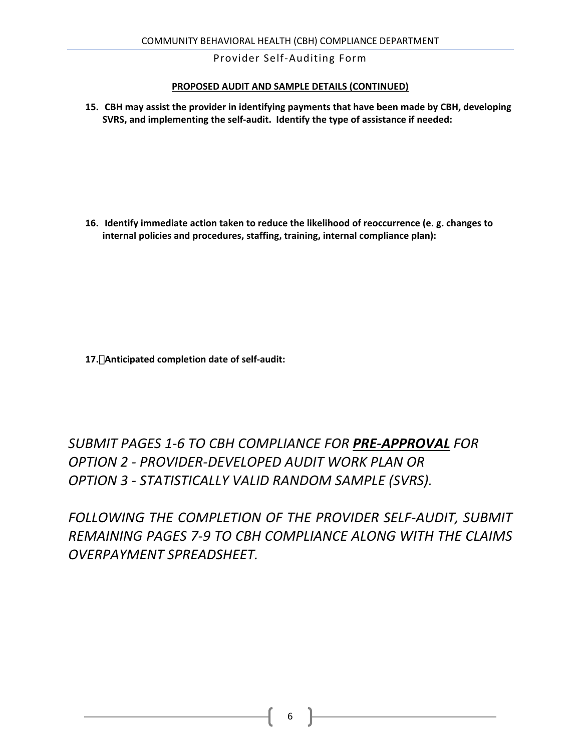**PROPOSED AUDIT AND SAMPLE DETAILS (CONTINUED)**

**15. CBH may assist the provider in identifying payments that have been made by CBH, developing SVRS, and implementing the self-audit. Identify the type of assistance if needed:**

**16. Identify immediate action taken to reduce the likelihood of reoccurrence (e. g. changes to internal policies and procedures, staffing, training, internal compliance plan):**

**17. Anticipated completion date of self-audit:**

*SUBMIT PAGES 1-6 TO CBH COMPLIANCE FOR __**PRE-APPROVAL**__ FOR OPTION 2 - PROVIDER-DEVELOPED AUDIT WORK PLAN OR OPTION 3 - STATISTICALLY VALID RANDOM SAMPLE (SVRS).*

*FOLLOWING THE COMPLETION OF THE PROVIDER SELF-AUDIT, SUBMIT REMAINING PAGES 7-9 TO CBH COMPLIANCE ALONG WITH THE CLAIMS OVERPAYMENT SPREADSHEET.*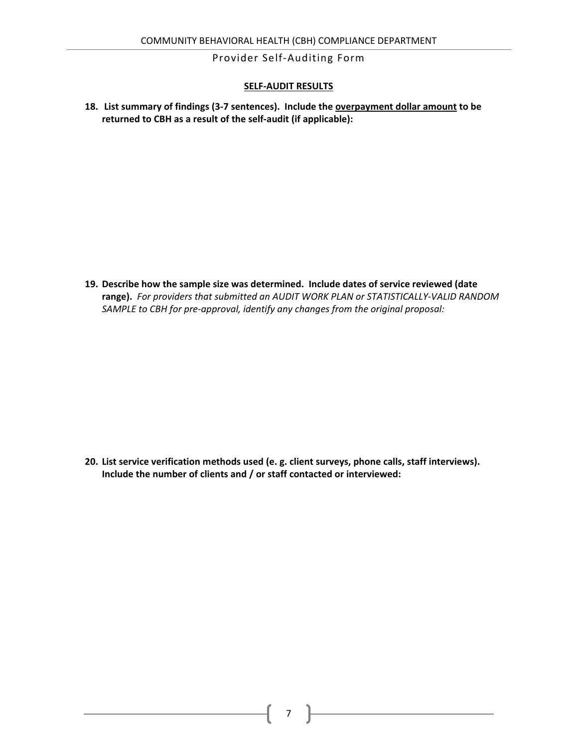## SELF-AUDIT RESULTS

**18. List summary of findings (3-7 sentences). Include the overpayment dollar amount to be returned to CBH as a result of the self-audit (if applicable):**

**19. Describe how the sample size was determined. Include dates of service reviewed (date range).** *For providers that submitted an AUDIT WORK PLAN or STATISTICALLY-VALID RANDOM SAMPLE to CBH for pre-approval, identify any changes from the original proposal:*

**20. List service verification methods used (e. g. client surveys, phone calls, staff interviews). Include the number of clients and / or staff contacted or interviewed:**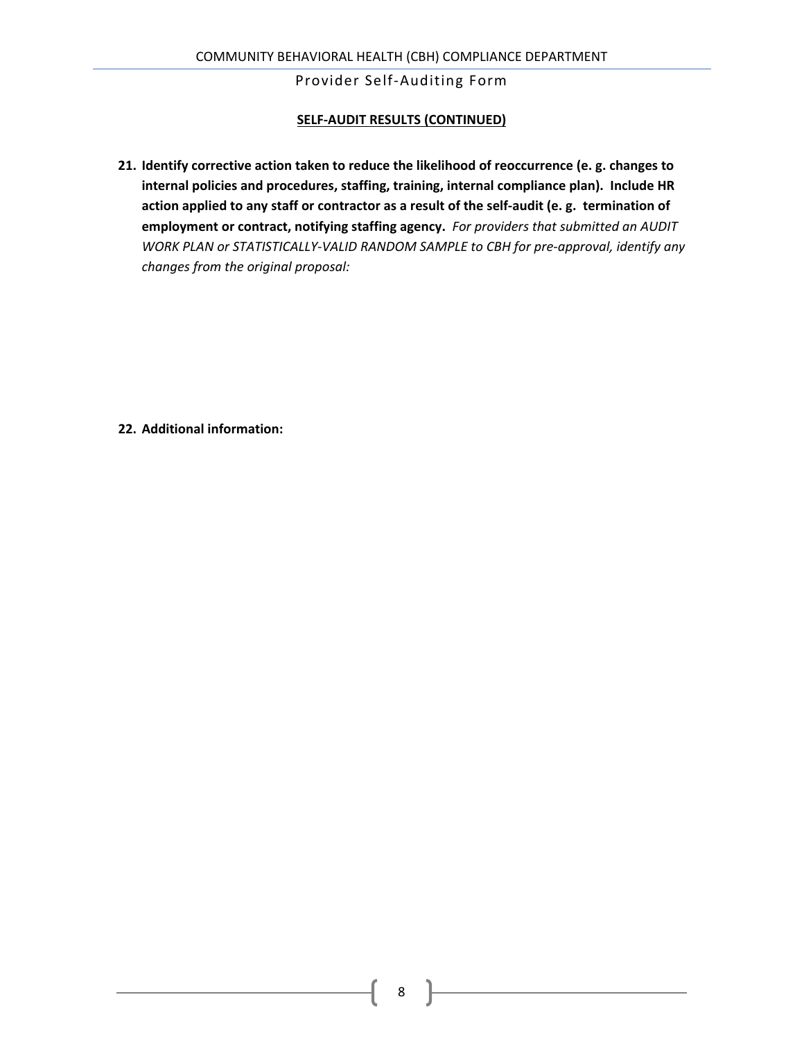**SELF-AUDIT RESULTS (CONTINUED)**

21. **Identify corrective action taken to reduce the likelihood of reoccurrence (e. g. changes to internal policies and procedures, staffing, training, internal compliance plan). Include HR action applied to any staff or contractor as a result of the self-audit (e. g. termination of employment or contract, notifying staffing agency.** *For providers that submitted an AUDIT WORK PLAN or STATISTICALLY-VALID RANDOM SAMPLE to CBH for pre-approval, identify any changes from the original proposal:*

22. **Additional information:**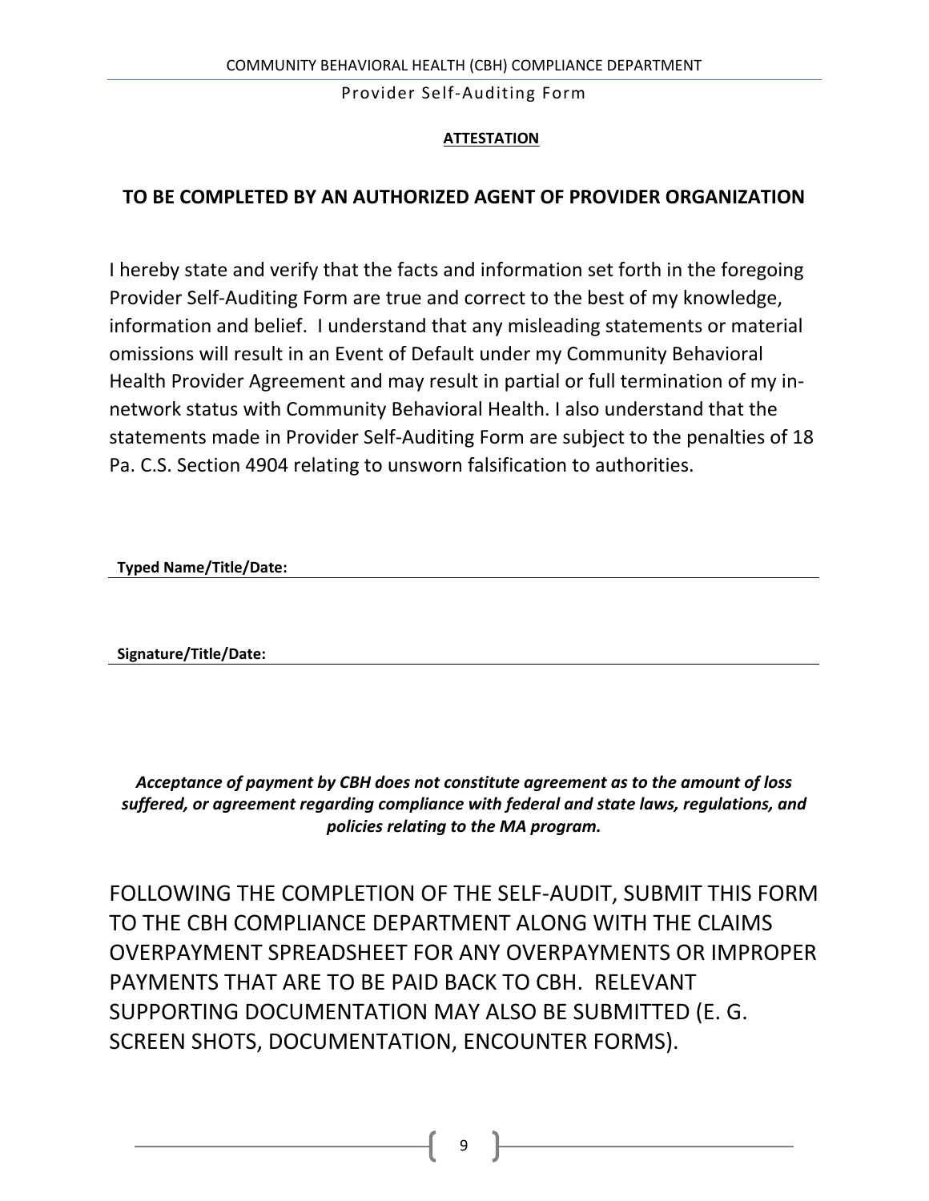**ATTESTATION**

## TO BE COMPLETED BY AN AUTHORIZED AGENT OF PROVIDER ORGANIZATION

I hereby state and verify that the facts and information set forth in the foregoing Provider Self-Auditing Form are true and correct to the best of my knowledge, information and belief. I understand that any misleading statements or material omissions will result in an Event of Default under my Community Behavioral Health Provider Agreement and may result in partial or full termination of my in-network status with Community Behavioral Health. I also understand that the statements made in Provider Self-Auditing Form are subject to the penalties of 18 Pa. C.S. Section 4904 relating to unsworn falsification to authorities.

**Typed Name/Title/Date:** ______________________________________________

**Signature/Title/Date:** ______________________________________________

***Acceptance of payment by CBH does not constitute agreement as to the amount of loss suffered, or agreement regarding compliance with federal and state laws, regulations, and policies relating to the MA program.***

FOLLOWING THE COMPLETION OF THE SELF-AUDIT, SUBMIT THIS FORM TO THE CBH COMPLIANCE DEPARTMENT ALONG WITH THE CLAIMS OVERPAYMENT SPREADSHEET FOR ANY OVERPAYMENTS OR IMPROPER PAYMENTS THAT ARE TO BE PAID BACK TO CBH. RELEVANT SUPPORTING DOCUMENTATION MAY ALSO BE SUBMITTED (E. G. SCREEN SHOTS, DOCUMENTATION, ENCOUNTER FORMS).